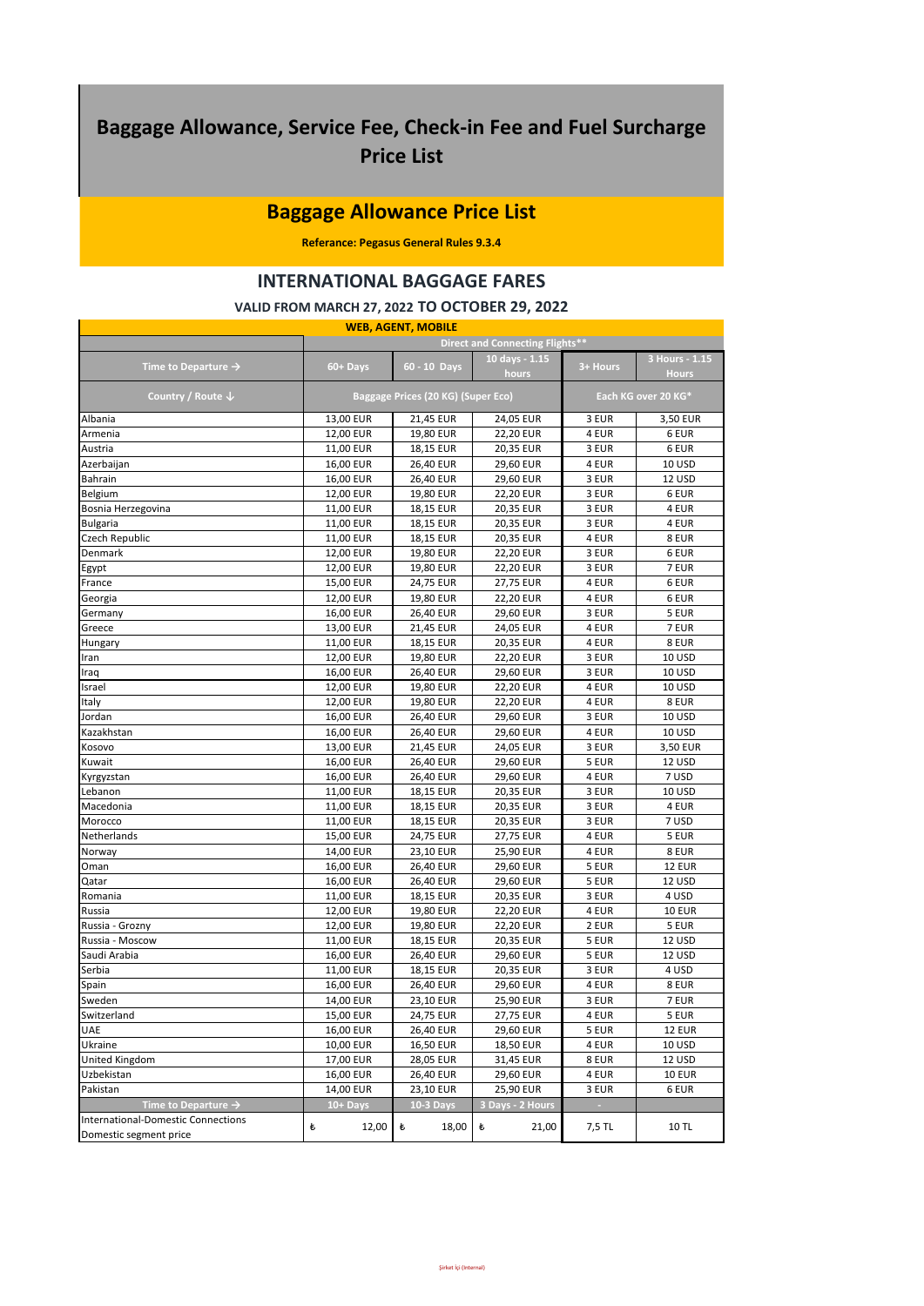# Baggage Allowance, Service Fee, Check-in Fee and Fuel Surcharge Price List

## Baggage Allowance Price List

**Referance: Pegasus General Rules 9.3.4**

## INTERNATIONAL BAGGAGE FARES

### VALID FROM MARCH 27, 2022 TO OCTOBER 29, 2022

| WEB, AGENT, MOBILE | | | | | |
|---|---|---|---|---|---|
| | Direct and Connecting Flights** | | | | |
| Time to Departure → | 60+ Days | 60 - 10 Days | 10 days - 1.15 hours | 3+ Hours | 3 Hours - 1.15 Hours |
| Country / Route ↓ | Baggage Prices (20 KG) (Super Eco) | | | Each KG over 20 KG* | |
| Albania | 13,00 EUR | 21,45 EUR | 24,05 EUR | 3 EUR | 3,50 EUR |
| Armenia | 12,00 EUR | 19,80 EUR | 22,20 EUR | 4 EUR | 6 EUR |
| Austria | 11,00 EUR | 18,15 EUR | 20,35 EUR | 3 EUR | 6 EUR |
| Azerbaijan | 16,00 EUR | 26,40 EUR | 29,60 EUR | 4 EUR | 10 USD |
| Bahrain | 16,00 EUR | 26,40 EUR | 29,60 EUR | 3 EUR | 12 USD |
| Belgium | 12,00 EUR | 19,80 EUR | 22,20 EUR | 3 EUR | 6 EUR |
| Bosnia Herzegovina | 11,00 EUR | 18,15 EUR | 20,35 EUR | 3 EUR | 4 EUR |
| Bulgaria | 11,00 EUR | 18,15 EUR | 20,35 EUR | 3 EUR | 4 EUR |
| Czech Republic | 11,00 EUR | 18,15 EUR | 20,35 EUR | 4 EUR | 8 EUR |
| Denmark | 12,00 EUR | 19,80 EUR | 22,20 EUR | 3 EUR | 6 EUR |
| Egypt | 12,00 EUR | 19,80 EUR | 22,20 EUR | 3 EUR | 7 EUR |
| France | 15,00 EUR | 24,75 EUR | 27,75 EUR | 4 EUR | 6 EUR |
| Georgia | 12,00 EUR | 19,80 EUR | 22,20 EUR | 4 EUR | 6 EUR |
| Germany | 16,00 EUR | 26,40 EUR | 29,60 EUR | 3 EUR | 5 EUR |
| Greece | 13,00 EUR | 21,45 EUR | 24,05 EUR | 4 EUR | 7 EUR |
| Hungary | 11,00 EUR | 18,15 EUR | 20,35 EUR | 4 EUR | 8 EUR |
| Iran | 12,00 EUR | 19,80 EUR | 22,20 EUR | 3 EUR | 10 USD |
| Iraq | 16,00 EUR | 26,40 EUR | 29,60 EUR | 3 EUR | 10 USD |
| Israel | 12,00 EUR | 19,80 EUR | 22,20 EUR | 4 EUR | 10 USD |
| Italy | 12,00 EUR | 19,80 EUR | 22,20 EUR | 4 EUR | 8 EUR |
| Jordan | 16,00 EUR | 26,40 EUR | 29,60 EUR | 3 EUR | 10 USD |
| Kazakhstan | 16,00 EUR | 26,40 EUR | 29,60 EUR | 4 EUR | 10 USD |
| Kosovo | 13,00 EUR | 21,45 EUR | 24,05 EUR | 3 EUR | 3,50 EUR |
| Kuwait | 16,00 EUR | 26,40 EUR | 29,60 EUR | 5 EUR | 12 USD |
| Kyrgyzstan | 16,00 EUR | 26,40 EUR | 29,60 EUR | 4 EUR | 7 USD |
| Lebanon | 11,00 EUR | 18,15 EUR | 20,35 EUR | 3 EUR | 10 USD |
| Macedonia | 11,00 EUR | 18,15 EUR | 20,35 EUR | 3 EUR | 4 EUR |
| Morocco | 11,00 EUR | 18,15 EUR | 20,35 EUR | 3 EUR | 7 USD |
| Netherlands | 15,00 EUR | 24,75 EUR | 27,75 EUR | 4 EUR | 5 EUR |
| Norway | 14,00 EUR | 23,10 EUR | 25,90 EUR | 4 EUR | 8 EUR |
| Oman | 16,00 EUR | 26,40 EUR | 29,60 EUR | 5 EUR | 12 EUR |
| Qatar | 16,00 EUR | 26,40 EUR | 29,60 EUR | 5 EUR | 12 USD |
| Romania | 11,00 EUR | 18,15 EUR | 20,35 EUR | 3 EUR | 4 USD |
| Russia | 12,00 EUR | 19,80 EUR | 22,20 EUR | 4 EUR | 10 EUR |
| Russia - Grozny | 12,00 EUR | 19,80 EUR | 22,20 EUR | 2 EUR | 5 EUR |
| Russia - Moscow | 11,00 EUR | 18,15 EUR | 20,35 EUR | 5 EUR | 12 USD |
| Saudi Arabia | 16,00 EUR | 26,40 EUR | 29,60 EUR | 5 EUR | 12 USD |
| Serbia | 11,00 EUR | 18,15 EUR | 20,35 EUR | 3 EUR | 4 USD |
| Spain | 16,00 EUR | 26,40 EUR | 29,60 EUR | 4 EUR | 8 EUR |
| Sweden | 14,00 EUR | 23,10 EUR | 25,90 EUR | 3 EUR | 7 EUR |
| Switzerland | 15,00 EUR | 24,75 EUR | 27,75 EUR | 4 EUR | 5 EUR |
| UAE | 16,00 EUR | 26,40 EUR | 29,60 EUR | 5 EUR | 12 EUR |
| Ukraine | 10,00 EUR | 16,50 EUR | 18,50 EUR | 4 EUR | 10 USD |
| United Kingdom | 17,00 EUR | 28,05 EUR | 31,45 EUR | 8 EUR | 12 USD |
| Uzbekistan | 16,00 EUR | 26,40 EUR | 29,60 EUR | 4 EUR | 10 EUR |
| Pakistan | 14,00 EUR | 23,10 EUR | 25,90 EUR | 3 EUR | 6 EUR |
| Time to Departure → | 10+ Days | 10-3 Days | 3 Days - 2 Hours | - | |
| International-Domestic Connections Domestic segment price | ₺ 12,00 | ₺ 18,00 | ₺ 21,00 | 7,5 TL | 10 TL |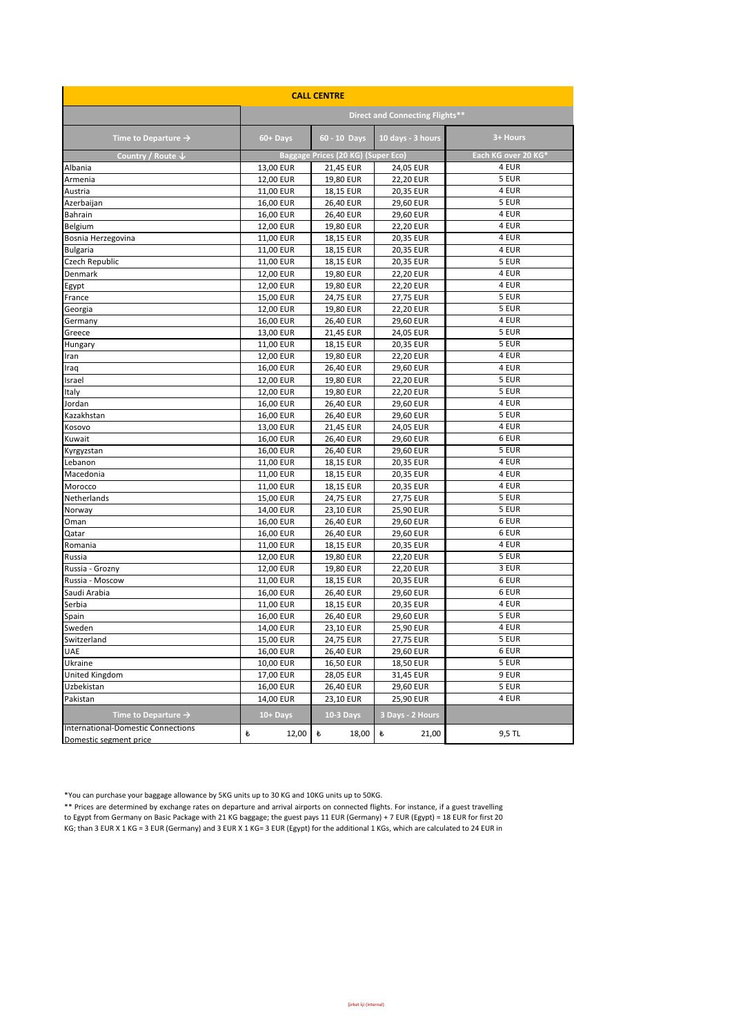| CALL CENTRE | | | | |
|---|---|---|---|---|
| | Direct and Connecting Flights** | | | |
| Time to Departure → | 60+ Days | 60 - 10 Days | 10 days - 3 hours | 3+ Hours |
| Country / Route ↓ | Baggage Prices (20 KG) (Super Eco) | | | Each KG over 20 KG* |
| Albania | 13,00 EUR | 21,45 EUR | 24,05 EUR | 4 EUR |
| Armenia | 12,00 EUR | 19,80 EUR | 22,20 EUR | 5 EUR |
| Austria | 11,00 EUR | 18,15 EUR | 20,35 EUR | 4 EUR |
| Azerbaijan | 16,00 EUR | 26,40 EUR | 29,60 EUR | 5 EUR |
| Bahrain | 16,00 EUR | 26,40 EUR | 29,60 EUR | 4 EUR |
| Belgium | 12,00 EUR | 19,80 EUR | 22,20 EUR | 4 EUR |
| Bosnia Herzegovina | 11,00 EUR | 18,15 EUR | 20,35 EUR | 4 EUR |
| Bulgaria | 11,00 EUR | 18,15 EUR | 20,35 EUR | 4 EUR |
| Czech Republic | 11,00 EUR | 18,15 EUR | 20,35 EUR | 5 EUR |
| Denmark | 12,00 EUR | 19,80 EUR | 22,20 EUR | 4 EUR |
| Egypt | 12,00 EUR | 19,80 EUR | 22,20 EUR | 4 EUR |
| France | 15,00 EUR | 24,75 EUR | 27,75 EUR | 5 EUR |
| Georgia | 12,00 EUR | 19,80 EUR | 22,20 EUR | 5 EUR |
| Germany | 16,00 EUR | 26,40 EUR | 29,60 EUR | 4 EUR |
| Greece | 13,00 EUR | 21,45 EUR | 24,05 EUR | 5 EUR |
| Hungary | 11,00 EUR | 18,15 EUR | 20,35 EUR | 5 EUR |
| Iran | 12,00 EUR | 19,80 EUR | 22,20 EUR | 4 EUR |
| Iraq | 16,00 EUR | 26,40 EUR | 29,60 EUR | 4 EUR |
| Israel | 12,00 EUR | 19,80 EUR | 22,20 EUR | 5 EUR |
| Italy | 12,00 EUR | 19,80 EUR | 22,20 EUR | 5 EUR |
| Jordan | 16,00 EUR | 26,40 EUR | 29,60 EUR | 4 EUR |
| Kazakhstan | 16,00 EUR | 26,40 EUR | 29,60 EUR | 5 EUR |
| Kosovo | 13,00 EUR | 21,45 EUR | 24,05 EUR | 4 EUR |
| Kuwait | 16,00 EUR | 26,40 EUR | 29,60 EUR | 6 EUR |
| Kyrgyzstan | 16,00 EUR | 26,40 EUR | 29,60 EUR | 5 EUR |
| Lebanon | 11,00 EUR | 18,15 EUR | 20,35 EUR | 4 EUR |
| Macedonia | 11,00 EUR | 18,15 EUR | 20,35 EUR | 4 EUR |
| Morocco | 11,00 EUR | 18,15 EUR | 20,35 EUR | 4 EUR |
| Netherlands | 15,00 EUR | 24,75 EUR | 27,75 EUR | 5 EUR |
| Norway | 14,00 EUR | 23,10 EUR | 25,90 EUR | 5 EUR |
| Oman | 16,00 EUR | 26,40 EUR | 29,60 EUR | 6 EUR |
| Qatar | 16,00 EUR | 26,40 EUR | 29,60 EUR | 6 EUR |
| Romania | 11,00 EUR | 18,15 EUR | 20,35 EUR | 4 EUR |
| Russia | 12,00 EUR | 19,80 EUR | 22,20 EUR | 5 EUR |
| Russia - Grozny | 12,00 EUR | 19,80 EUR | 22,20 EUR | 3 EUR |
| Russia - Moscow | 11,00 EUR | 18,15 EUR | 20,35 EUR | 6 EUR |
| Saudi Arabia | 16,00 EUR | 26,40 EUR | 29,60 EUR | 6 EUR |
| Serbia | 11,00 EUR | 18,15 EUR | 20,35 EUR | 4 EUR |
| Spain | 16,00 EUR | 26,40 EUR | 29,60 EUR | 5 EUR |
| Sweden | 14,00 EUR | 23,10 EUR | 25,90 EUR | 4 EUR |
| Switzerland | 15,00 EUR | 24,75 EUR | 27,75 EUR | 5 EUR |
| UAE | 16,00 EUR | 26,40 EUR | 29,60 EUR | 6 EUR |
| Ukraine | 10,00 EUR | 16,50 EUR | 18,50 EUR | 5 EUR |
| United Kingdom | 17,00 EUR | 28,05 EUR | 31,45 EUR | 9 EUR |
| Uzbekistan | 16,00 EUR | 26,40 EUR | 29,60 EUR | 5 EUR |
| Pakistan | 14,00 EUR | 23,10 EUR | 25,90 EUR | 4 EUR |
| Time to Departure → | 10+ Days | 10-3 Days | 3 Days - 2 Hours | |
| International-Domestic Connections Domestic segment price | ₺ 12,00 | ₺ 18,00 | ₺ 21,00 | 9,5 TL |

*You can purchase your baggage allowance by 5KG units up to 30 KG and 10KG units up to 50KG.

** Prices are determined by exchange rates on departure and arrival airports on connected flights. For instance, if a guest travelling to Egypt from Germany on Basic Package with 21 KG baggage; the guest pays 11 EUR (Germany) + 7 EUR (Egypt) = 18 EUR for first 20 KG; than 3 EUR X 1 KG = 3 EUR (Germany) and 3 EUR X 1 KG= 3 EUR (Egypt) for the additional 1 KGs, which are calculated to 24 EUR in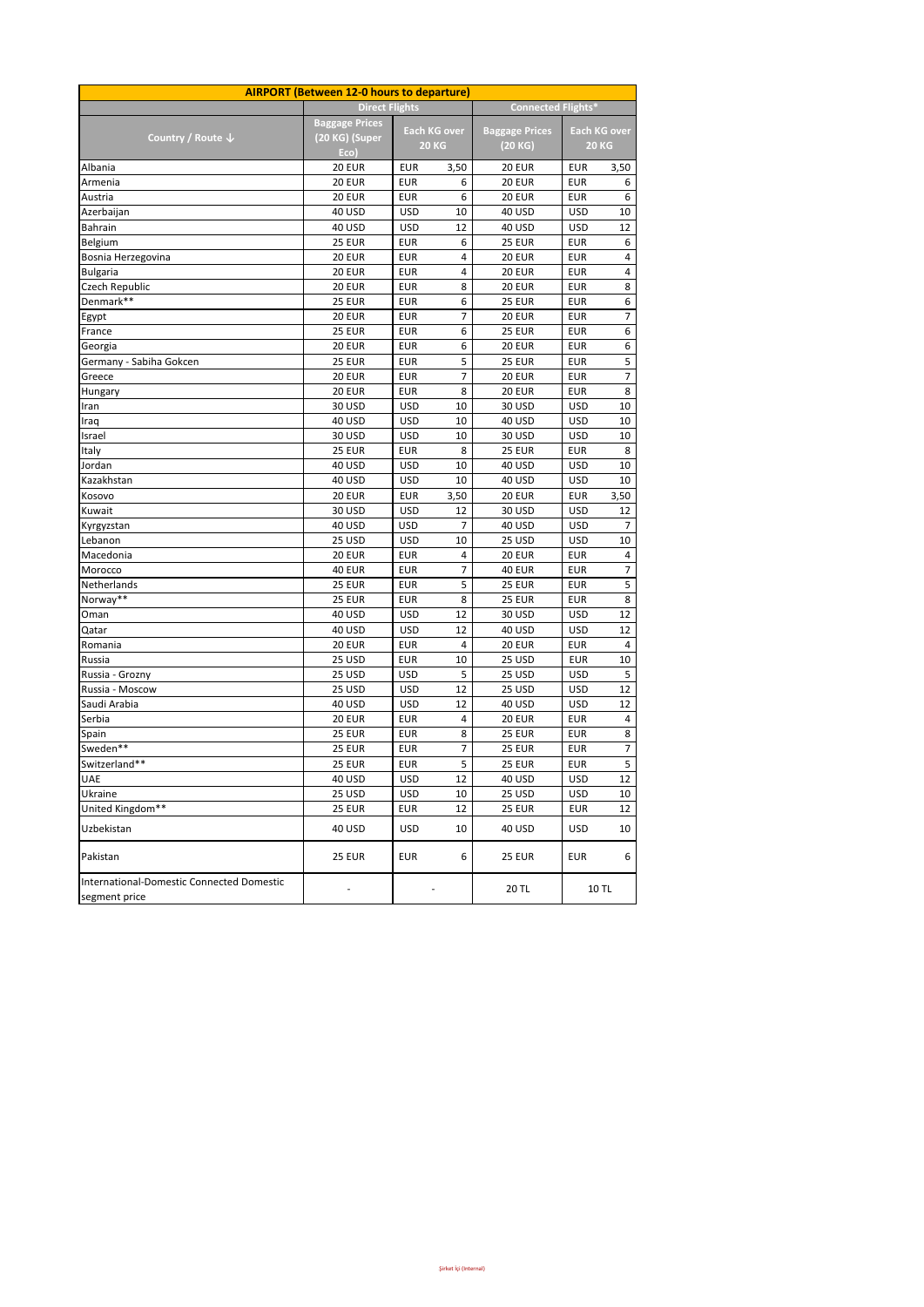| AIRPORT (Between 12-0 hours to departure) | | | | | | |
|---|---|---|---|---|---|---|
| | Direct Flights | | | Connected Flights* | | |
| Country / Route ↓ | Baggage Prices (20 KG) (Super Eco) | Each KG over 20 KG | | Baggage Prices (20 KG) | Each KG over 20 KG | |
| Albania | 20 EUR | EUR | 3,50 | 20 EUR | EUR | 3,50 |
| Armenia | 20 EUR | EUR | 6 | 20 EUR | EUR | 6 |
| Austria | 20 EUR | EUR | 6 | 20 EUR | EUR | 6 |
| Azerbaijan | 40 USD | USD | 10 | 40 USD | USD | 10 |
| Bahrain | 40 USD | USD | 12 | 40 USD | USD | 12 |
| Belgium | 25 EUR | EUR | 6 | 25 EUR | EUR | 6 |
| Bosnia Herzegovina | 20 EUR | EUR | 4 | 20 EUR | EUR | 4 |
| Bulgaria | 20 EUR | EUR | 4 | 20 EUR | EUR | 4 |
| Czech Republic | 20 EUR | EUR | 8 | 20 EUR | EUR | 8 |
| Denmark** | 25 EUR | EUR | 6 | 25 EUR | EUR | 6 |
| Egypt | 20 EUR | EUR | 7 | 20 EUR | EUR | 7 |
| France | 25 EUR | EUR | 6 | 25 EUR | EUR | 6 |
| Georgia | 20 EUR | EUR | 6 | 20 EUR | EUR | 6 |
| Germany - Sabiha Gokcen | 25 EUR | EUR | 5 | 25 EUR | EUR | 5 |
| Greece | 20 EUR | EUR | 7 | 20 EUR | EUR | 7 |
| Hungary | 20 EUR | EUR | 8 | 20 EUR | EUR | 8 |
| Iran | 30 USD | USD | 10 | 30 USD | USD | 10 |
| Iraq | 40 USD | USD | 10 | 40 USD | USD | 10 |
| Israel | 30 USD | USD | 10 | 30 USD | USD | 10 |
| Italy | 25 EUR | EUR | 8 | 25 EUR | EUR | 8 |
| Jordan | 40 USD | USD | 10 | 40 USD | USD | 10 |
| Kazakhstan | 40 USD | USD | 10 | 40 USD | USD | 10 |
| Kosovo | 20 EUR | EUR | 3,50 | 20 EUR | EUR | 3,50 |
| Kuwait | 30 USD | USD | 12 | 30 USD | USD | 12 |
| Kyrgyzstan | 40 USD | USD | 7 | 40 USD | USD | 7 |
| Lebanon | 25 USD | USD | 10 | 25 USD | USD | 10 |
| Macedonia | 20 EUR | EUR | 4 | 20 EUR | EUR | 4 |
| Morocco | 40 EUR | EUR | 7 | 40 EUR | EUR | 7 |
| Netherlands | 25 EUR | EUR | 5 | 25 EUR | EUR | 5 |
| Norway** | 25 EUR | EUR | 8 | 25 EUR | EUR | 8 |
| Oman | 40 USD | USD | 12 | 30 USD | USD | 12 |
| Qatar | 40 USD | USD | 12 | 40 USD | USD | 12 |
| Romania | 20 EUR | EUR | 4 | 20 EUR | EUR | 4 |
| Russia | 25 USD | EUR | 10 | 25 USD | EUR | 10 |
| Russia - Grozny | 25 USD | USD | 5 | 25 USD | USD | 5 |
| Russia - Moscow | 25 USD | USD | 12 | 25 USD | USD | 12 |
| Saudi Arabia | 40 USD | USD | 12 | 40 USD | USD | 12 |
| Serbia | 20 EUR | EUR | 4 | 20 EUR | EUR | 4 |
| Spain | 25 EUR | EUR | 8 | 25 EUR | EUR | 8 |
| Sweden** | 25 EUR | EUR | 7 | 25 EUR | EUR | 7 |
| Switzerland** | 25 EUR | EUR | 5 | 25 EUR | EUR | 5 |
| UAE | 40 USD | USD | 12 | 40 USD | USD | 12 |
| Ukraine | 25 USD | USD | 10 | 25 USD | USD | 10 |
| United Kingdom** | 25 EUR | EUR | 12 | 25 EUR | EUR | 12 |
| Uzbekistan | 40 USD | USD | 10 | 40 USD | USD | 10 |
| Pakistan | 25 EUR | EUR | 6 | 25 EUR | EUR | 6 |
| International-Domestic Connected Domestic segment price | - | - | | 20 TL | 10 TL | |

Şirket içi (Internal)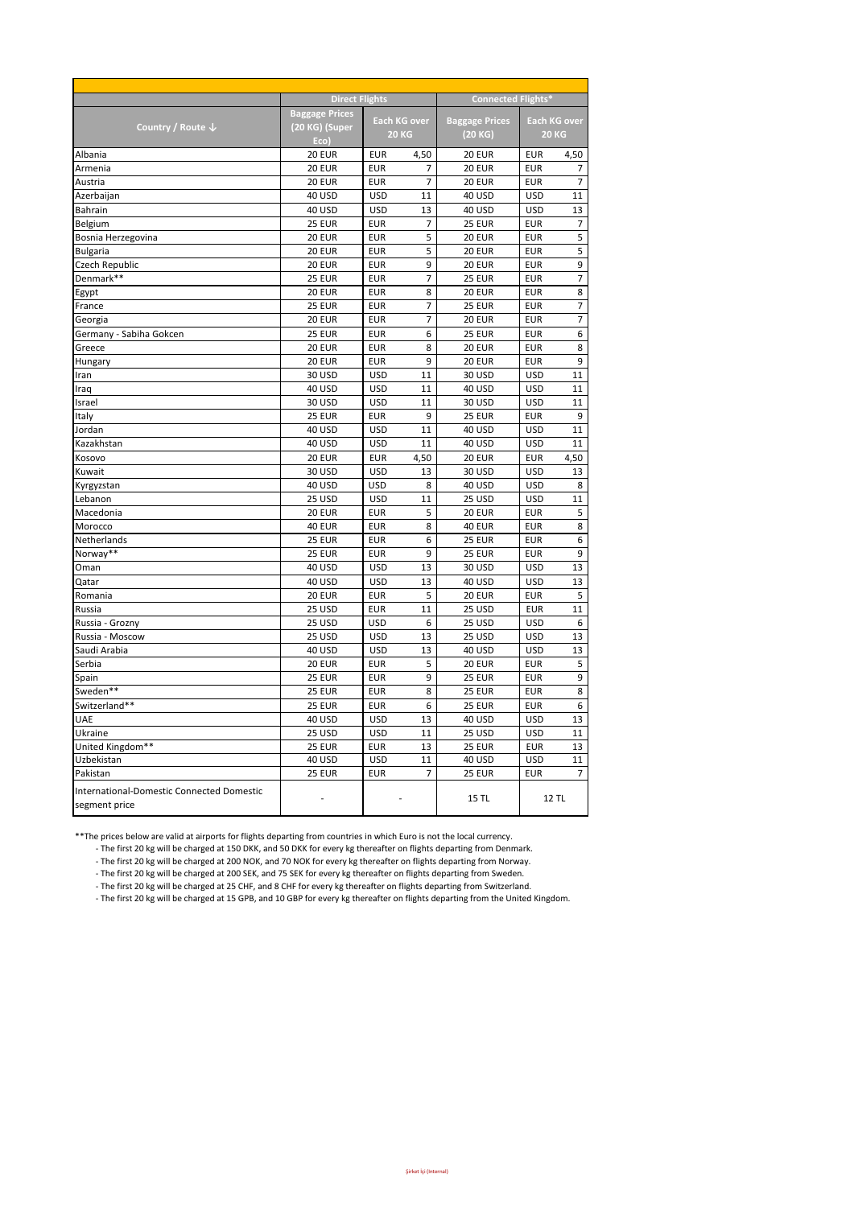| Country / Route ↓ | Direct Flights | | | Connected Flights* | | |
|---|---|---|---|---|---|---|
| | Baggage Prices (20 KG) (Super Eco) | Each KG over 20 KG | | Baggage Prices (20 KG) | Each KG over 20 KG | |
| Albania | 20 EUR | EUR | 4,50 | 20 EUR | EUR | 4,50 |
| Armenia | 20 EUR | EUR | 7 | 20 EUR | EUR | 7 |
| Austria | 20 EUR | EUR | 7 | 20 EUR | EUR | 7 |
| Azerbaijan | 40 USD | USD | 11 | 40 USD | USD | 11 |
| Bahrain | 40 USD | USD | 13 | 40 USD | USD | 13 |
| Belgium | 25 EUR | EUR | 7 | 25 EUR | EUR | 7 |
| Bosnia Herzegovina | 20 EUR | EUR | 5 | 20 EUR | EUR | 5 |
| Bulgaria | 20 EUR | EUR | 5 | 20 EUR | EUR | 5 |
| Czech Republic | 20 EUR | EUR | 9 | 20 EUR | EUR | 9 |
| Denmark** | 25 EUR | EUR | 7 | 25 EUR | EUR | 7 |
| Egypt | 20 EUR | EUR | 8 | 20 EUR | EUR | 8 |
| France | 25 EUR | EUR | 7 | 25 EUR | EUR | 7 |
| Georgia | 20 EUR | EUR | 7 | 20 EUR | EUR | 7 |
| Germany - Sabiha Gokcen | 25 EUR | EUR | 6 | 25 EUR | EUR | 6 |
| Greece | 20 EUR | EUR | 8 | 20 EUR | EUR | 8 |
| Hungary | 20 EUR | EUR | 9 | 20 EUR | EUR | 9 |
| Iran | 30 USD | USD | 11 | 30 USD | USD | 11 |
| Iraq | 40 USD | USD | 11 | 40 USD | USD | 11 |
| Israel | 30 USD | USD | 11 | 30 USD | USD | 11 |
| Italy | 25 EUR | EUR | 9 | 25 EUR | EUR | 9 |
| Jordan | 40 USD | USD | 11 | 40 USD | USD | 11 |
| Kazakhstan | 40 USD | USD | 11 | 40 USD | USD | 11 |
| Kosovo | 20 EUR | EUR | 4,50 | 20 EUR | EUR | 4,50 |
| Kuwait | 30 USD | USD | 13 | 30 USD | USD | 13 |
| Kyrgyzstan | 40 USD | USD | 8 | 40 USD | USD | 8 |
| Lebanon | 25 USD | USD | 11 | 25 USD | USD | 11 |
| Macedonia | 20 EUR | EUR | 5 | 20 EUR | EUR | 5 |
| Morocco | 40 EUR | EUR | 8 | 40 EUR | EUR | 8 |
| Netherlands | 25 EUR | EUR | 6 | 25 EUR | EUR | 6 |
| Norway** | 25 EUR | EUR | 9 | 25 EUR | EUR | 9 |
| Oman | 40 USD | USD | 13 | 30 USD | USD | 13 |
| Qatar | 40 USD | USD | 13 | 40 USD | USD | 13 |
| Romania | 20 EUR | EUR | 5 | 20 EUR | EUR | 5 |
| Russia | 25 USD | EUR | 11 | 25 USD | EUR | 11 |
| Russia - Grozny | 25 USD | USD | 6 | 25 USD | USD | 6 |
| Russia - Moscow | 25 USD | USD | 13 | 25 USD | USD | 13 |
| Saudi Arabia | 40 USD | USD | 13 | 40 USD | USD | 13 |
| Serbia | 20 EUR | EUR | 5 | 20 EUR | EUR | 5 |
| Spain | 25 EUR | EUR | 9 | 25 EUR | EUR | 9 |
| Sweden** | 25 EUR | EUR | 8 | 25 EUR | EUR | 8 |
| Switzerland** | 25 EUR | EUR | 6 | 25 EUR | EUR | 6 |
| UAE | 40 USD | USD | 13 | 40 USD | USD | 13 |
| Ukraine | 25 USD | USD | 11 | 25 USD | USD | 11 |
| United Kingdom** | 25 EUR | EUR | 13 | 25 EUR | EUR | 13 |
| Uzbekistan | 40 USD | USD | 11 | 40 USD | USD | 11 |
| Pakistan | 25 EUR | EUR | 7 | 25 EUR | EUR | 7 |
| International-Domestic Connected Domestic segment price | - | - | | 15 TL | 12 TL | |

**The prices below are valid at airports for flights departing from countries in which Euro is not the local currency.

- The first 20 kg will be charged at 150 DKK, and 50 DKK for every kg thereafter on flights departing from Denmark.
- The first 20 kg will be charged at 200 NOK, and 70 NOK for every kg thereafter on flights departing from Norway.
- The first 20 kg will be charged at 200 SEK, and 75 SEK for every kg thereafter on flights departing from Sweden.
- The first 20 kg will be charged at 25 CHF, and 8 CHF for every kg thereafter on flights departing from Switzerland.
- The first 20 kg will be charged at 15 GPB, and 10 GBP for every kg thereafter on flights departing from the United Kingdom.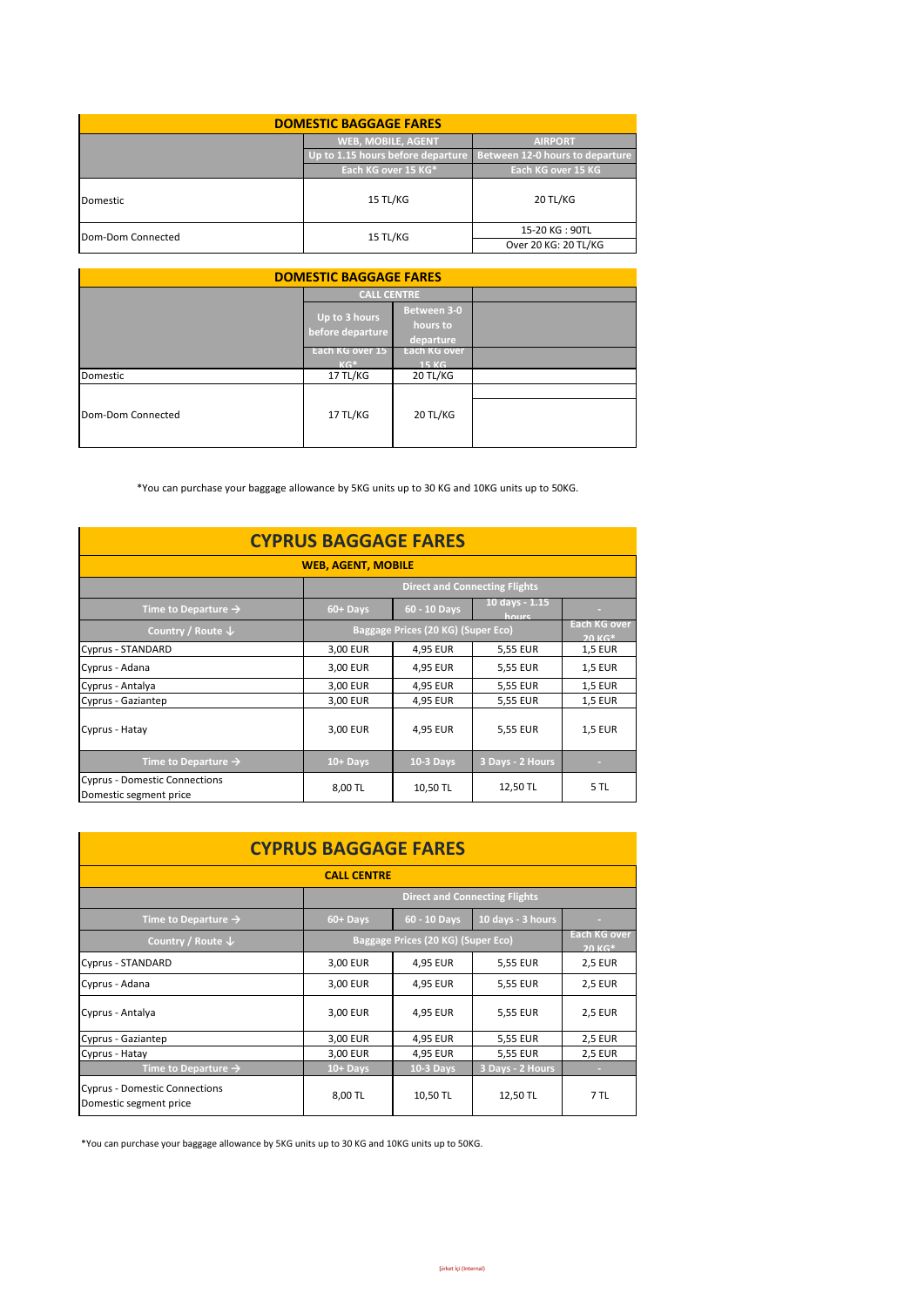| DOMESTIC BAGGAGE FARES | | |
|---|---|---|
| | WEB, MOBILE, AGENT | AIRPORT |
| | Up to 1.15 hours before departure | Between 12-0 hours to departure |
| | Each KG over 15 KG* | Each KG over 15 KG |
| Domestic | 15 TL/KG | 20 TL/KG |
| Dom-Dom Connected | 15 TL/KG | 15-20 KG : 90TL<br>Over 20 KG: 20 TL/KG |

| DOMESTIC BAGGAGE FARES | | | |
|---|---|---|---|
| | CALL CENTRE | | |
| | Up to 3 hours before departure | Between 3-0 hours to departure | |
| | Each KG over 15 KG* | Each KG over 15 KG | |
| Domestic | 17 TL/KG | 20 TL/KG | |
| Dom-Dom Connected | 17 TL/KG | 20 TL/KG | |

*You can purchase your baggage allowance by 5KG units up to 30 KG and 10KG units up to 50KG.

| CYPRUS BAGGAGE FARES | | | | |
|---|---|---|---|---|
| WEB, AGENT, MOBILE | | | | |
| | Direct and Connecting Flights | | | |
| Time to Departure → | 60+ Days | 60 - 10 Days | 10 days - 1.15 hours | - |
| Country / Route ↓ | Baggage Prices (20 KG) (Super Eco) | | | Each KG over 20 KG* |
| Cyprus - STANDARD | 3,00 EUR | 4,95 EUR | 5,55 EUR | 1,5 EUR |
| Cyprus - Adana | 3,00 EUR | 4,95 EUR | 5,55 EUR | 1,5 EUR |
| Cyprus - Antalya | 3,00 EUR | 4,95 EUR | 5,55 EUR | 1,5 EUR |
| Cyprus - Gaziantep | 3,00 EUR | 4,95 EUR | 5,55 EUR | 1,5 EUR |
| Cyprus - Hatay | 3,00 EUR | 4,95 EUR | 5,55 EUR | 1,5 EUR |
| Time to Departure → | 10+ Days | 10-3 Days | 3 Days - 2 Hours | - |
| Cyprus - Domestic Connections<br>Domestic segment price | 8,00 TL | 10,50 TL | 12,50 TL | 5 TL |

| CYPRUS BAGGAGE FARES | | | | |
|---|---|---|---|---|
| CALL CENTRE | | | | |
| | Direct and Connecting Flights | | | |
| Time to Departure → | 60+ Days | 60 - 10 Days | 10 days - 3 hours | - |
| Country / Route ↓ | Baggage Prices (20 KG) (Super Eco) | | | Each KG over 20 KG* |
| Cyprus - STANDARD | 3,00 EUR | 4,95 EUR | 5,55 EUR | 2,5 EUR |
| Cyprus - Adana | 3,00 EUR | 4,95 EUR | 5,55 EUR | 2,5 EUR |
| Cyprus - Antalya | 3,00 EUR | 4,95 EUR | 5,55 EUR | 2,5 EUR |
| Cyprus - Gaziantep | 3,00 EUR | 4,95 EUR | 5,55 EUR | 2,5 EUR |
| Cyprus - Hatay | 3,00 EUR | 4,95 EUR | 5,55 EUR | 2,5 EUR |
| Time to Departure → | 10+ Days | 10-3 Days | 3 Days - 2 Hours | - |
| Cyprus - Domestic Connections<br>Domestic segment price | 8,00 TL | 10,50 TL | 12,50 TL | 7 TL |

*You can purchase your baggage allowance by 5KG units up to 30 KG and 10KG units up to 50KG.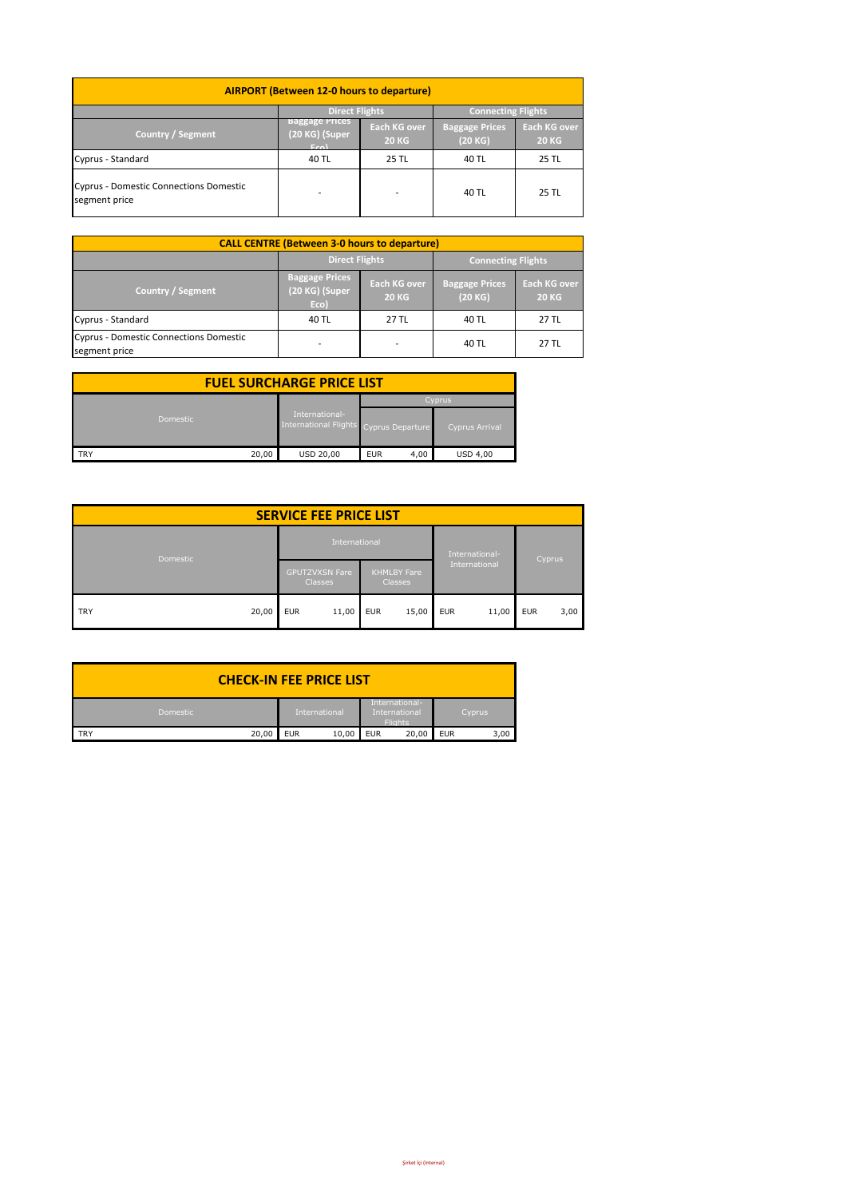| AIRPORT (Between 12-0 hours to departure) | | | | |
|---|---|---|---|---|
| | Direct Flights | | Connecting Flights | |
| Country / Segment | Baggage Prices (20 KG) (Super Eco) | Each KG over 20 KG | Baggage Prices (20 KG) | Each KG over 20 KG |
| Cyprus - Standard | 40 TL | 25 TL | 40 TL | 25 TL |
| Cyprus - Domestic Connections Domestic segment price | - | - | 40 TL | 25 TL |

| CALL CENTRE (Between 3-0 hours to departure) | | | | |
|---|---|---|---|---|
| | Direct Flights | | Connecting Flights | |
| Country / Segment | Baggage Prices (20 KG) (Super Eco) | Each KG over 20 KG | Baggage Prices (20 KG) | Each KG over 20 KG |
| Cyprus - Standard | 40 TL | 27 TL | 40 TL | 27 TL |
| Cyprus - Domestic Connections Domestic segment price | - | - | 40 TL | 27 TL |

| FUEL SURCHARGE PRICE LIST | | | |
|---|---|---|---|
| Domestic | International-International Flights | Cyprus | |
| | | Cyprus Departure | Cyprus Arrival |
| TRY 20,00 | USD 20,00 | EUR 4,00 | USD 4,00 |

| SERVICE FEE PRICE LIST | | | | |
|---|---|---|---|---|
| Domestic | International | | International-International | Cyprus |
| | GPUTZVXSN Fare Classes | KHMLBY Fare Classes | | |
| TRY 20,00 | EUR 11,00 | EUR 15,00 | EUR 11,00 | EUR 3,00 |

| CHECK-IN FEE PRICE LIST | | | |
|---|---|---|---|
| Domestic | International | International-International Flights | Cyprus |
| TRY 20,00 | EUR 10,00 | EUR 20,00 | EUR 3,00 |